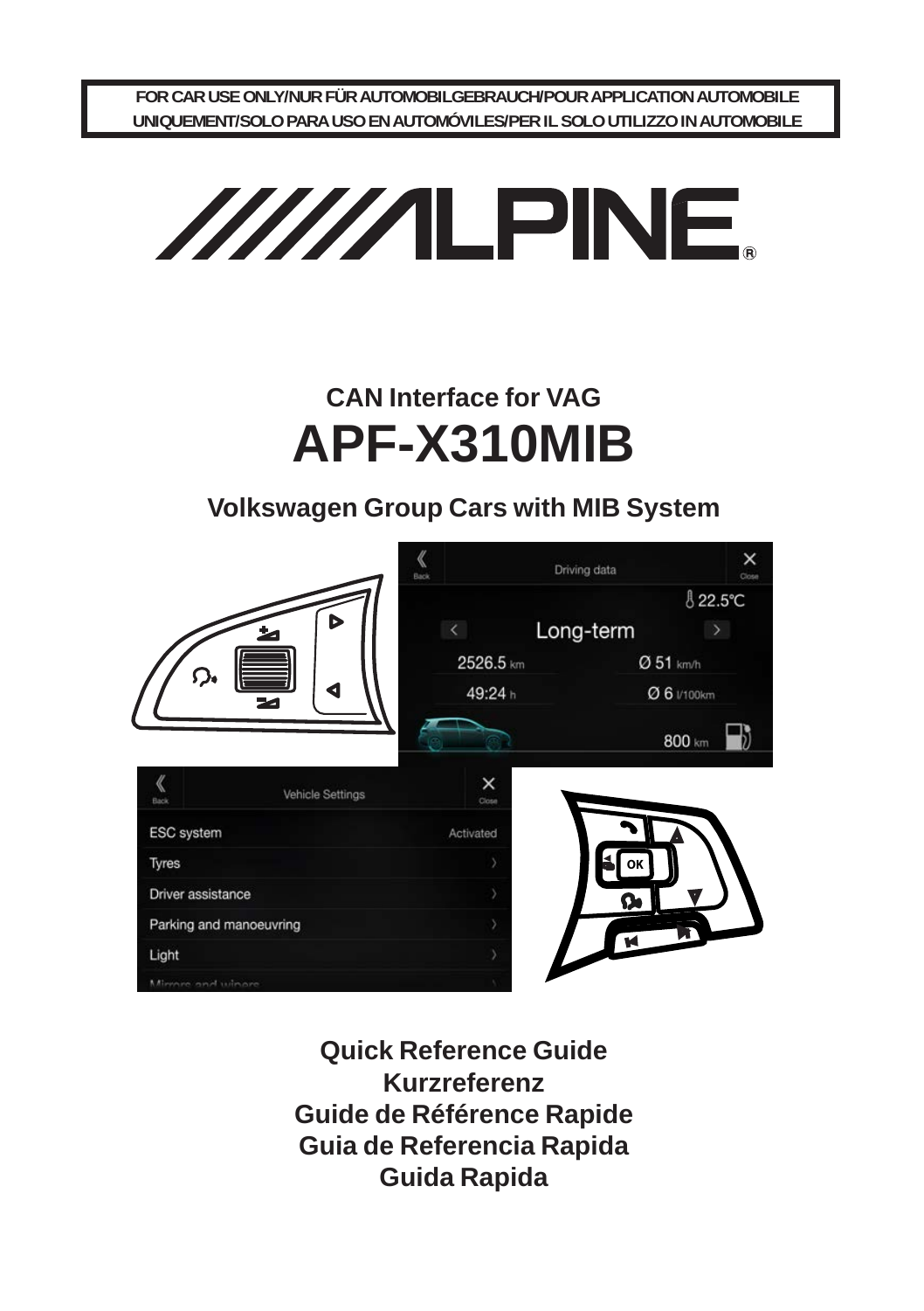FOR CAR USE ONLY/NUR FÜR AUTOMOBILGEBRAUCH/POUR APPLICATION AUTOMOBILE UNIQUEMENT/SOLO PARA USO EN AUTOMÓVILES/PER IL SOLO UTILIZZO IN AUTOMOBILE

ALPINE®

## CAN Interface for VAG

# APF-X310MIB

## Volkswagen Group Cars with MIB System

## Quick Reference Guide
## Kurzreferenz
## Guide de Référence Rapide
## Guia de Referencia Rapida
## Guida Rapida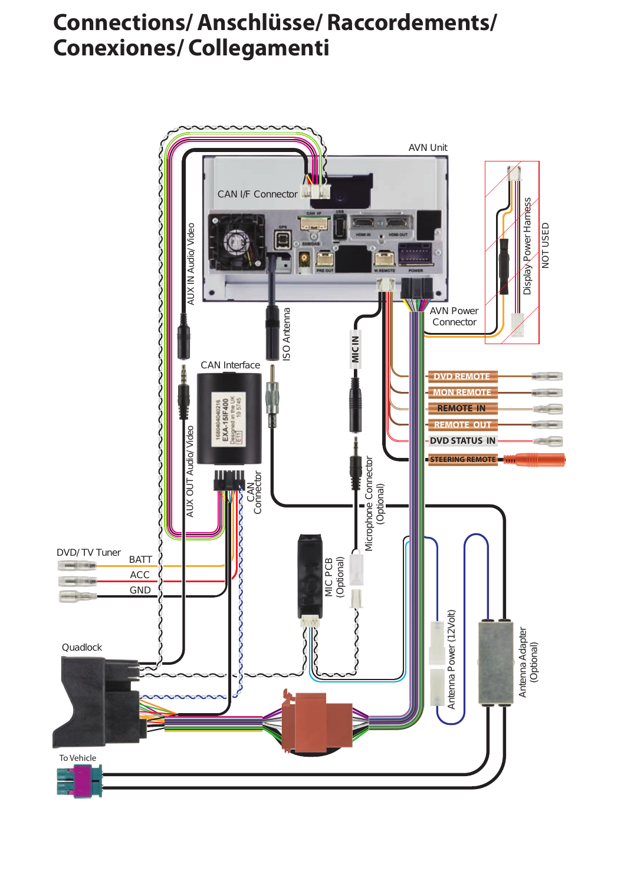# Connections/ Anschlüsse/ Raccordements/ Conexiones/ Collegamenti

AVN Unit

CAN I/F Connector

AUX IN Audio/ Video

ISO Antenna

CAN Interface

AUX OUT Audio/ Video

CAN Connector

MIC IN

Microphone Connector (Optional)

MIC PCB (Optional)

AVN Power Connector

Display Power Harness

NOT USED

DVD REMOTE

MON REMOTE

REMOTE IN

REMOTE OUT

DVD STATUS IN

STEERING REMOTE

DVD/ TV Tuner

BATT

ACC

GND

Quadlock

To Vehicle

Antenna Power (12Volt)

Antenna Adapter (Optional)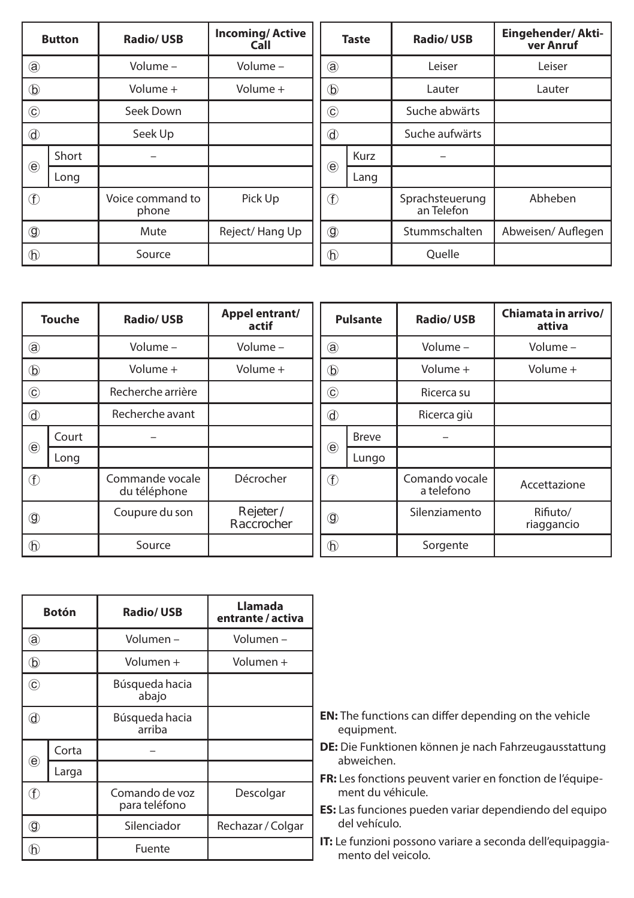| Button | | Radio/ USB | Incoming/ Active Call |
|---|---|---|---|
| ⓐ | | Volume – | Volume – |
| ⓑ | | Volume + | Volume + |
| ⓒ | | Seek Down | |
| ⓓ | | Seek Up | |
| ⓔ | Short | – | |
| | Long | | |
| ⓕ | | Voice command to phone | Pick Up |
| ⓖ | | Mute | Reject/ Hang Up |
| ⓗ | | Source | |

| Taste | | Radio/ USB | Eingehender/ Aktiver Anruf |
|---|---|---|---|
| ⓐ | | Leiser | Leiser |
| ⓑ | | Lauter | Lauter |
| ⓒ | | Suche abwärts | |
| ⓓ | | Suche aufwärts | |
| ⓔ | Kurz | – | |
| | Lang | | |
| ⓕ | | Sprachsteuerung an Telefon | Abheben |
| ⓖ | | Stummschalten | Abweisen/ Auflegen |
| ⓗ | | Quelle | |

| Touche | | Radio/ USB | Appel entrant/ actif |
|---|---|---|---|
| ⓐ | | Volume – | Volume – |
| ⓑ | | Volume + | Volume + |
| ⓒ | | Recherche arrière | |
| ⓓ | | Recherche avant | |
| ⓔ | Court | – | |
| | Long | | |
| ⓕ | | Commande vocale du téléphone | Décrocher |
| ⓖ | | Coupure du son | Rejeter / Raccrocher |
| ⓗ | | Source | |

| Pulsante | | Radio/ USB | Chiamata in arrivo/ attiva |
|---|---|---|---|
| ⓐ | | Volume – | Volume – |
| ⓑ | | Volume + | Volume + |
| ⓒ | | Ricerca su | |
| ⓓ | | Ricerca giù | |
| ⓔ | Breve | – | |
| | Lungo | | |
| ⓕ | | Comando vocale a telefono | Accettazione |
| ⓖ | | Silenziamento | Rifiuto/ riaggancio |
| ⓗ | | Sorgente | |

| Botón | | Radio/ USB | Llamada entrante / activa |
|---|---|---|---|
| ⓐ | | Volumen – | Volumen – |
| ⓑ | | Volumen + | Volumen + |
| ⓒ | | Búsqueda hacia abajo | |
| ⓓ | | Búsqueda hacia arriba | |
| ⓔ | Corta | – | |
| | Larga | | |
| ⓕ | | Comando de voz para teléfono | Descolgar |
| ⓖ | | Silenciador | Rechazar / Colgar |
| ⓗ | | Fuente | |

**EN:** The functions can differ depending on the vehicle equipment.

**DE:** Die Funktionen können je nach Fahrzeugausstattung abweichen.

**FR:** Les fonctions peuvent varier en fonction de l'équipement du véhicule.

**ES:** Las funciones pueden variar dependiendo del equipo del vehículo.

**IT:** Le funzioni possono variare a seconda dell'equipaggiamento del veicolo.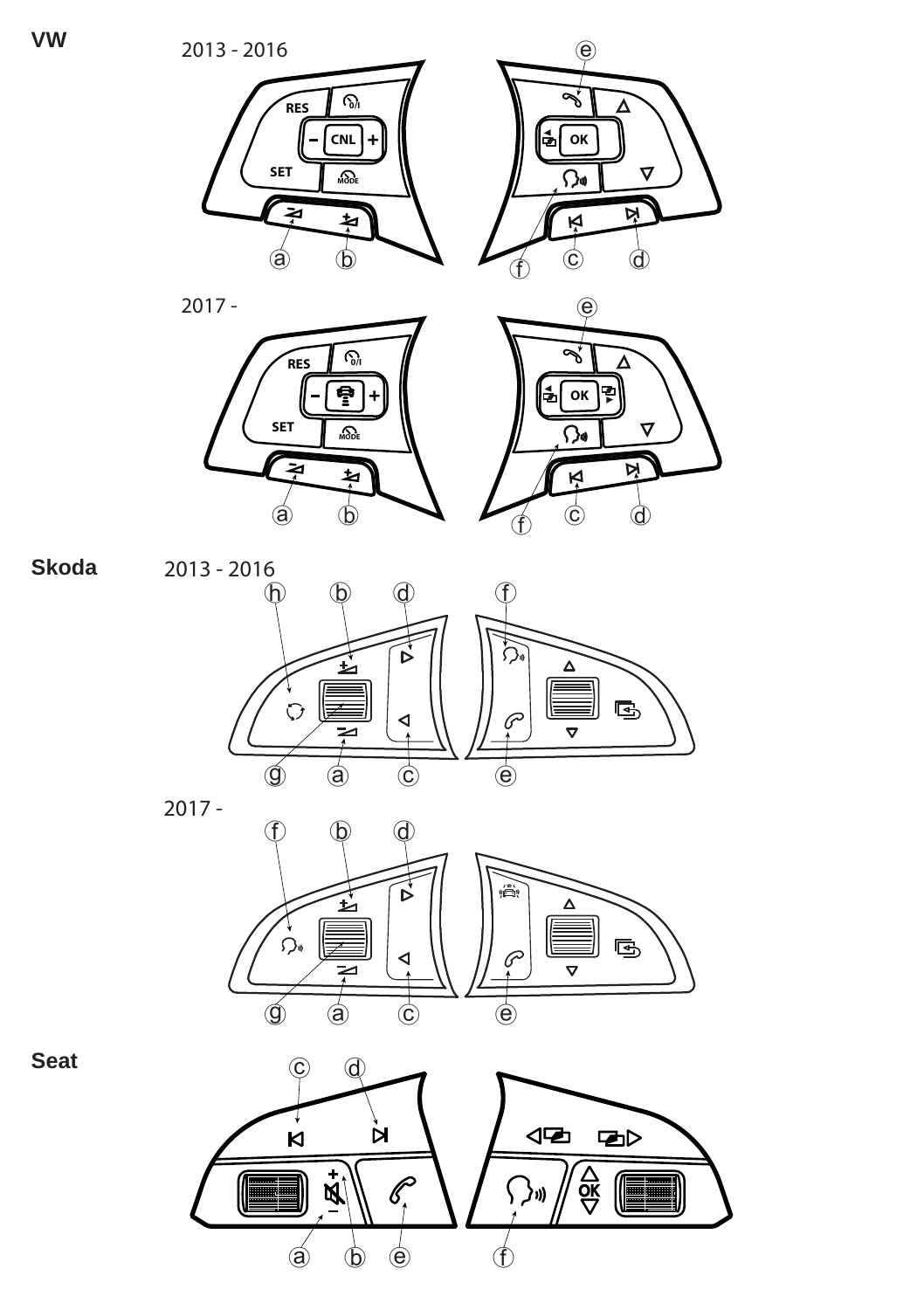**VW**

2013 - 2016

2017 -

**Skoda**

2013 - 2016

2017 -

**Seat**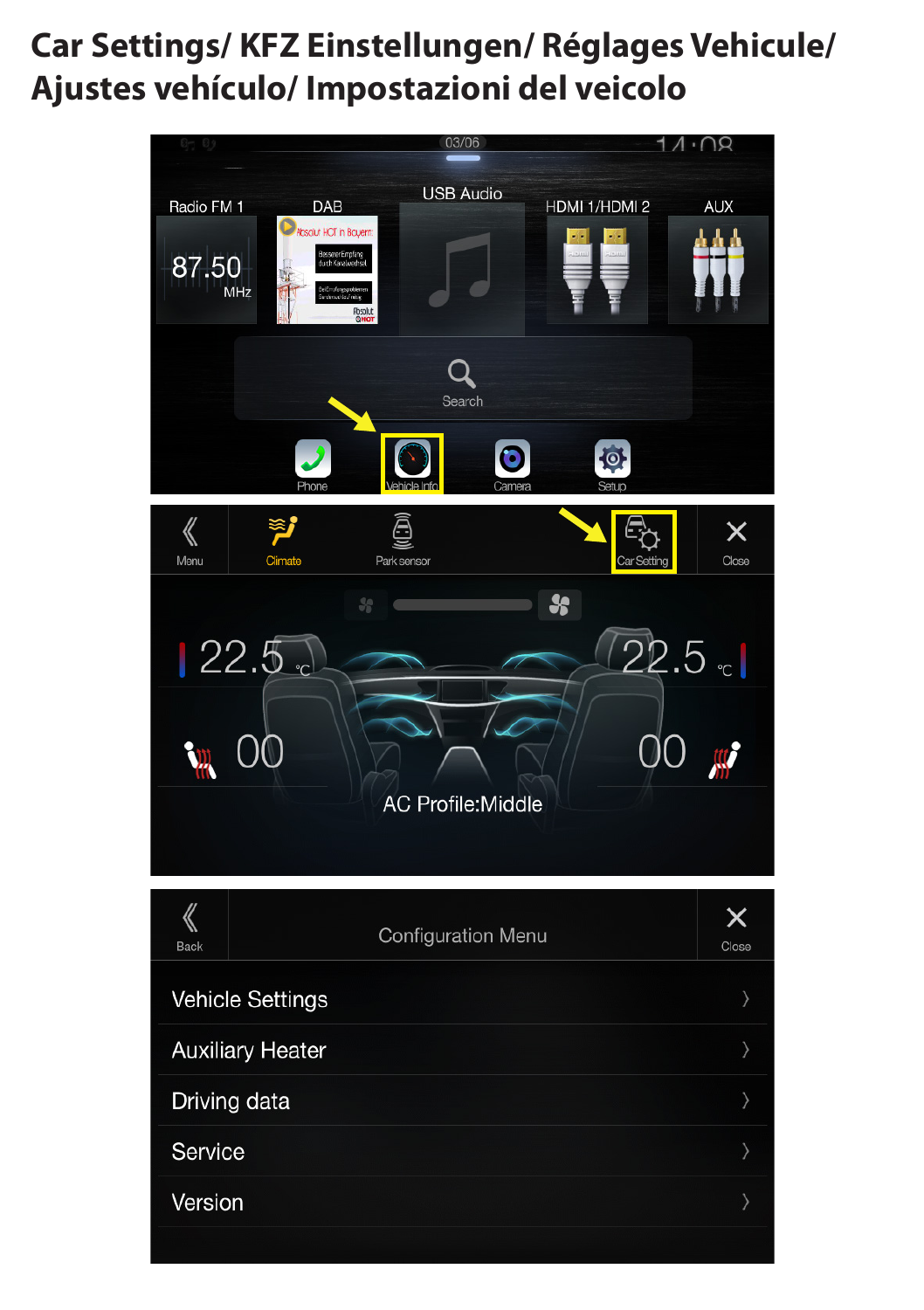# Car Settings/ KFZ Einstellungen/ Réglages Vehicule/ Ajustes vehículo/ Impostazioni del veicolo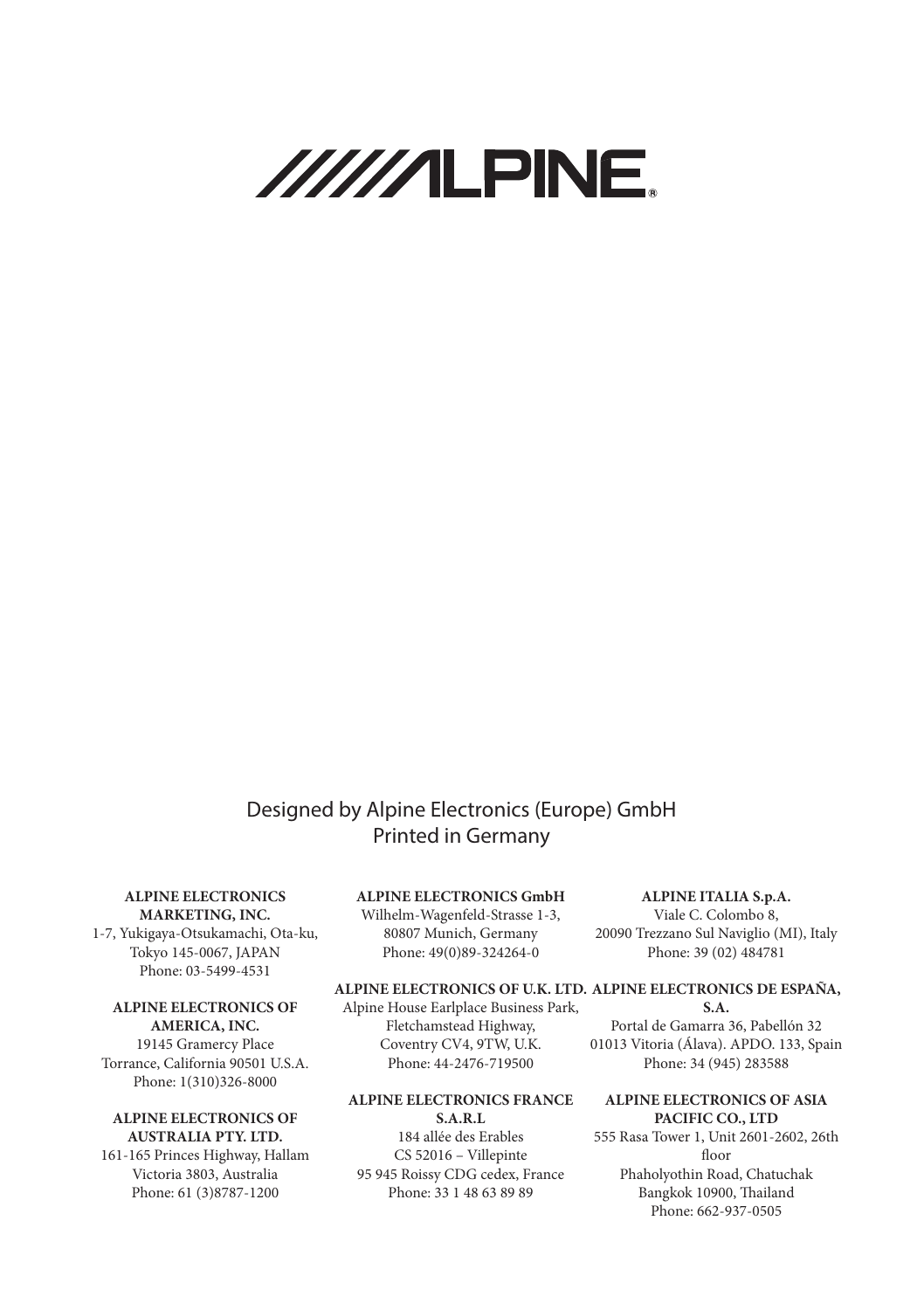ALPINE

Designed by Alpine Electronics (Europe) GmbH
Printed in Germany

**ALPINE ELECTRONICS MARKETING, INC.**
1-7, Yukigaya-Otsukamachi, Ota-ku,
Tokyo 145-0067, JAPAN
Phone: 03-5499-4531

**ALPINE ELECTRONICS OF AMERICA, INC.**
19145 Gramercy Place
Torrance, California 90501 U.S.A.
Phone: 1(310)326-8000

**ALPINE ELECTRONICS OF AUSTRALIA PTY. LTD.**
161-165 Princes Highway, Hallam
Victoria 3803, Australia
Phone: 61 (3)8787-1200

**ALPINE ELECTRONICS GmbH**
Wilhelm-Wagenfeld-Strasse 1-3,
80807 Munich, Germany
Phone: 49(0)89-324264-0

**ALPINE ELECTRONICS OF U.K. LTD.**
Alpine House Earlplace Business Park,
Fletchamstead Highway,
Coventry CV4, 9TW, U.K.
Phone: 44-2476-719500

**ALPINE ELECTRONICS FRANCE S.A.R.L**
184 allée des Erables
CS 52016 – Villepinte
95 945 Roissy CDG cedex, France
Phone: 33 1 48 63 89 89

**ALPINE ITALIA S.p.A.**
Viale C. Colombo 8,
20090 Trezzano Sul Naviglio (MI), Italy
Phone: 39 (02) 484781

**ALPINE ELECTRONICS DE ESPAÑA, S.A.**
Portal de Gamarra 36, Pabellón 32
01013 Vitoria (Álava). APDO. 133, Spain
Phone: 34 (945) 283588

**ALPINE ELECTRONICS OF ASIA PACIFIC CO., LTD**
555 Rasa Tower 1, Unit 2601-2602, 26th floor
Phaholyothin Road, Chatuchak
Bangkok 10900, Thailand
Phone: 662-937-0505